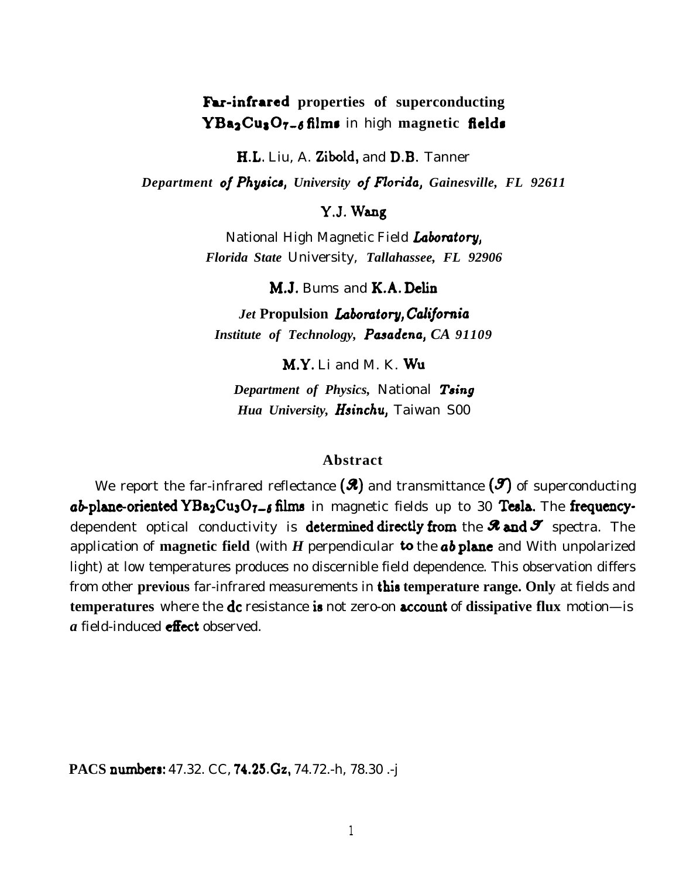# Far-infrared properties of superconducting $YBa_2Cu_3O_{7-\delta}$ films in high magnetic fields

H.L. Liu, A. Zibold, and D.B. Tanner

*Department of Physics, University of Florida, Gainesville, FL 92611*

Y.J. Wang

National High Magnetic Field Laboratory, *Florida State* University, *Tallahassee, FL 92906*

M.J. Bums and K.A. Delin

*Jet* **Propulsion** *Laboratory, California Institute of Technology, Pasadena, CA 91109*

M.Y. Li and M. K. Wu

*Department of Physics,* National *Tsing Hua University, Hsinchu,* Taiwan S00

## Abstract

We report the far-infrared reflectance ($\mathcal{R}$) and transmittance ($\mathcal{T}$) of superconducting *ab*-plane-oriented $YBa_2Cu_3O_{7-\delta}$ films in magnetic fields up to 30 Tesla. The frequency-dependent optical conductivity is determined directly from the $\mathcal{R}$ and $\mathcal{T}$ spectra. The application of **magnetic field** (with $H$ perpendicular to the *ab* plane and With unpolarized light) at low temperatures produces no discernible field dependence. This observation differs from other **previous** far-infrared measurements in **this temperature range. Only** at fields and **temperatures** where the dc resistance is not zero-on account of **dissipative flux** motion—is *a* field-induced effect observed.

**PACS numbers:** 47.32. CC, 74.25.Gz, 74.72.-h, 78.30 .-j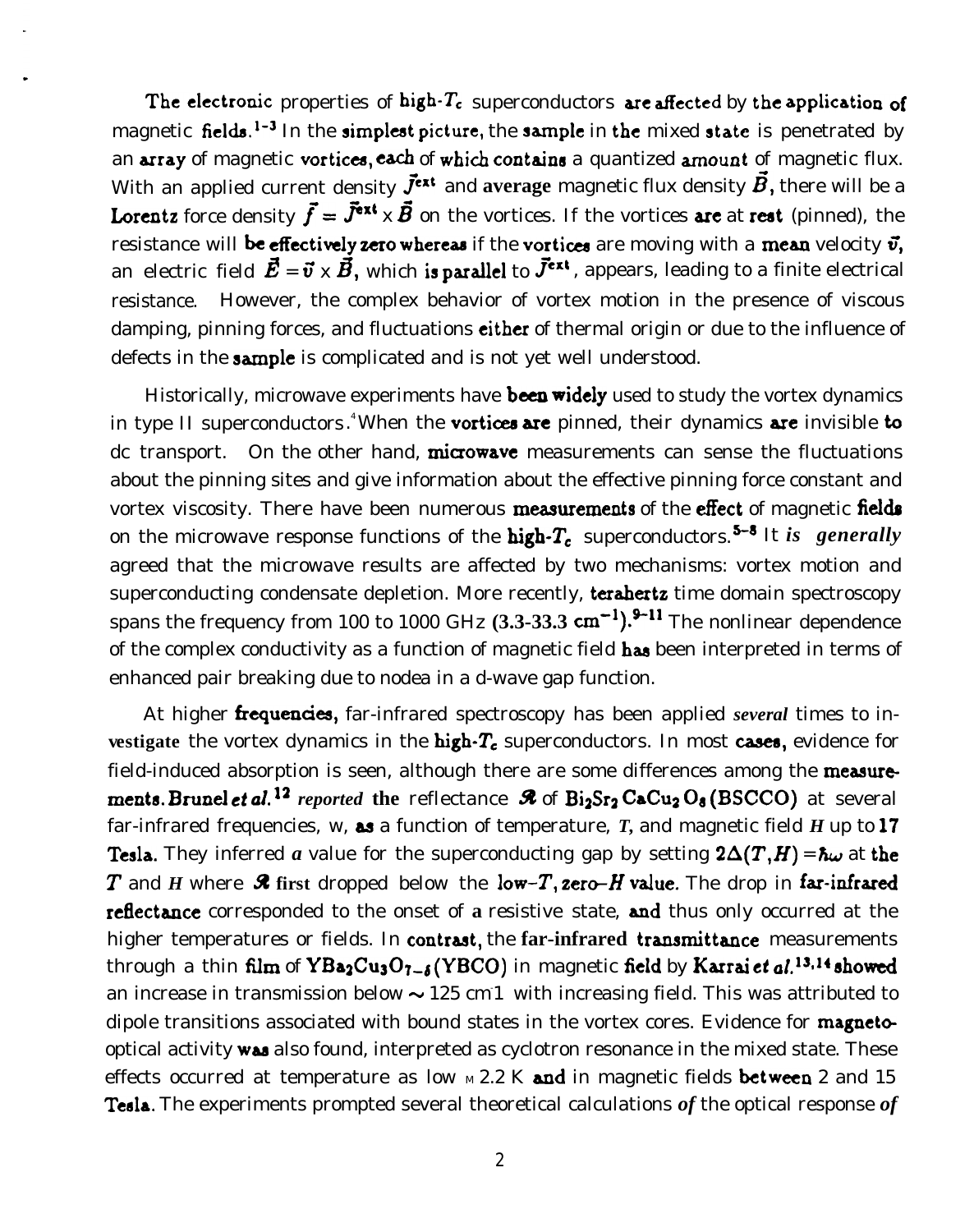The electronic properties of high-$T_c$ superconductors are affected by the application of magnetic fields.[1-3] In the simplest picture, the sample in the mixed state is penetrated by an array of magnetic vortices, each of which contains a quantized amount of magnetic flux. With an applied current density $\vec{J}^{ext}$ and average magnetic flux density $\vec{B}$, there will be a Lorentz force density $\vec{f} = \vec{J}^{ext} \times \vec{B}$ on the vortices. If the vortices are at rest (pinned), the resistance will be effectively zero whereas if the vortices are moving with a mean velocity $\vec{v}$, an electric field $\vec{E} = \vec{v} \times \vec{B}$, which is parallel to $\vec{J}^{ext}$, appears, leading to a finite electrical resistance. However, the complex behavior of vortex motion in the presence of viscous damping, pinning forces, and fluctuations either of thermal origin or due to the influence of defects in the sample is complicated and is not yet well understood.

Historically, microwave experiments have been widely used to study the vortex dynamics in type II superconductors.[4] When the vortices are pinned, their dynamics are invisible to dc transport. On the other hand, microwave measurements can sense the fluctuations about the pinning sites and give information about the effective pinning force constant and vortex viscosity. There have been numerous measurements of the effect of magnetic fields on the microwave response functions of the high-$T_c$ superconductors.[5-8] It *is generally* agreed that the microwave results are affected by two mechanisms: vortex motion and superconducting condensate depletion. More recently, terahertz time domain spectroscopy spans the frequency from 100 to 1000 GHz (3.3-33.3 $cm^{-1}$).[9-11] The nonlinear dependence of the complex conductivity as a function of magnetic field has been interpreted in terms of enhanced pair breaking due to nodea in a d-wave gap function.

At higher frequencies, far-infrared spectroscopy has been applied *several* times to investigate the vortex dynamics in the high-$T_c$ superconductors. In most cases, evidence for field-induced absorption is seen, although there are some differences among the measurements. Brunel *et al.*[12] *reported* the reflectance $\mathcal{R}$ of $Bi_2Sr_2CaCu_2O_8$ (BSCCO) at several far-infrared frequencies, w, as a function of temperature, *T*, and magnetic field *H* up to 17 Tesla. They inferred *a* value for the superconducting gap by setting $2\Delta(T,H) = \hbar\omega$ at the $T$ and $H$ where $\mathcal{R}$ first dropped below the low-$T$, zero-$H$ value. The drop in far-infrared reflectance corresponded to the onset of a resistive state, and thus only occurred at the higher temperatures or fields. In contrast, the far-infrared transmittance measurements through a thin film of $YBa_2Cu_3O_{7-\delta}$ (YBCO) in magnetic field by Karrai *et al.*[13,14] showed an increase in transmission below ~ 125 $cm^{-1}$ with increasing field. This was attributed to dipole transitions associated with bound states in the vortex cores. Evidence for magneto-optical activity was also found, interpreted as cyclotron resonance in the mixed state. These effects occurred at temperature as low ~ 2.2 K and in magnetic fields between 2 and 15 Tesla. The experiments prompted several theoretical calculations *of* the optical response *of*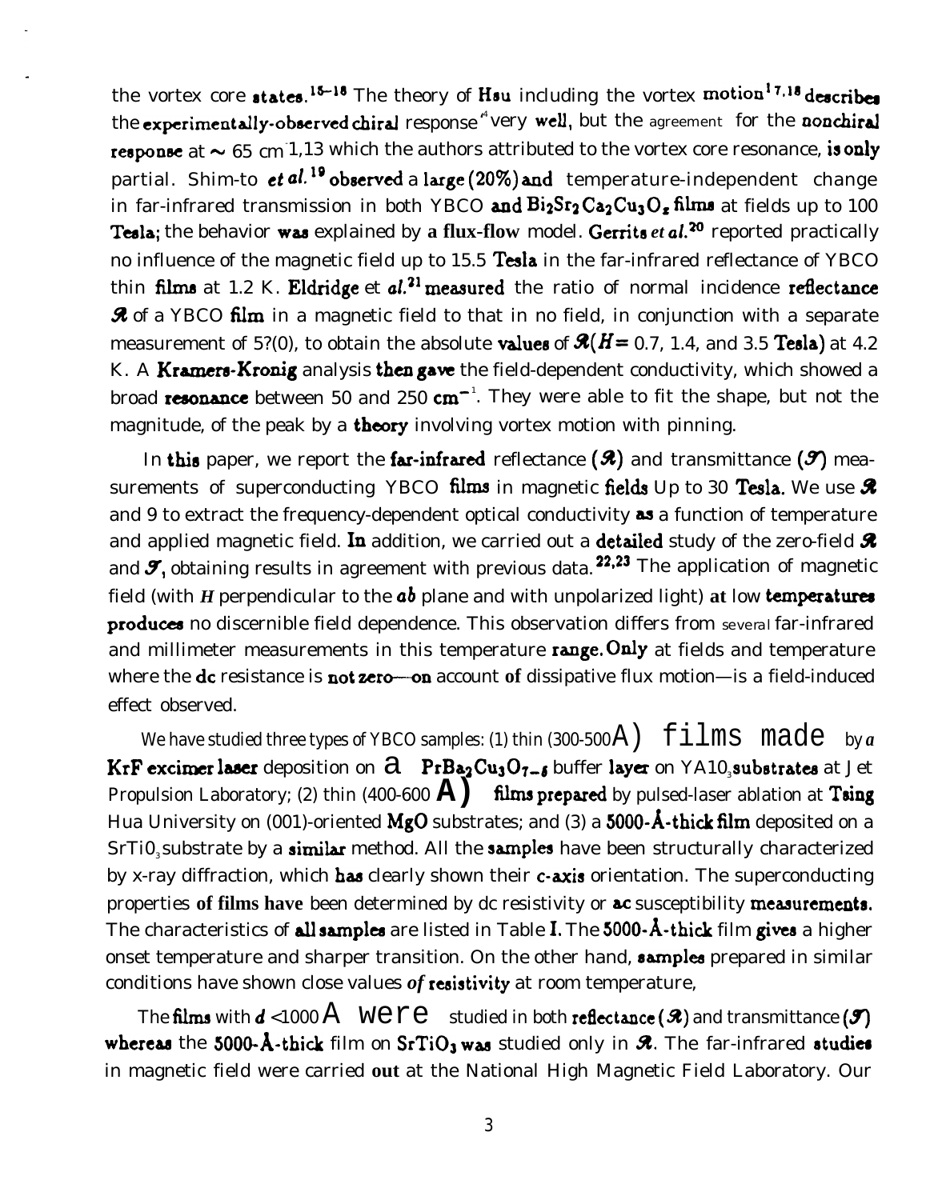the vortex core states.[15–18] The theory of Hsu including the vortex motion[17,18] describes the experimentally-observed chiral response[4] very well, but the agreement for the nonchiral response at ~ 65 $cm^{-1}$,[13] which the authors attributed to the vortex core resonance, is only partial. Shim-to *et al.*[19] observed a large (20%) and temperature-independent change in far-infrared transmission in both YBCO and $Bi_2Sr_2Ca_2Cu_3O_z$ films at fields up to 100 Tesla; the behavior was explained by a flux-flow model. Gerrits *et al.*[20] reported practically no influence of the magnetic field up to 15.5 Tesla in the far-infrared reflectance of YBCO thin films at 1.2 K. Eldridge *et al.*[21] measured the ratio of normal incidence reflectance $\mathcal{R}$ of a YBCO film in a magnetic field to that in no field, in conjunction with a separate measurement of $\mathcal{R}(0)$, to obtain the absolute values of $\mathcal{R}(H=$ 0.7, 1.4, and 3.5 Tesla) at 4.2 K. A Kramers-Kronig analysis then gave the field-dependent conductivity, which showed a broad resonance between 50 and 250 $cm^{-1}$. They were able to fit the shape, but not the magnitude, of the peak by a theory involving vortex motion with pinning.

In this paper, we report the far-infrared reflectance ($\mathcal{R}$) and transmittance ($\mathcal{T}$) measurements of superconducting YBCO films in magnetic fields up to 30 Tesla. We use $\mathcal{R}$ and $\mathcal{T}$ to extract the frequency-dependent optical conductivity as a function of temperature and applied magnetic field. In addition, we carried out a detailed study of the zero-field $\mathcal{R}$ and $\mathcal{T}$, obtaining results in agreement with previous data.[22,23] The application of magnetic field (with $H$ perpendicular to the $ab$ plane and with unpolarized light) at low temperatures produces no discernible field dependence. This observation differs from several far-infrared and millimeter measurements in this temperature range. Only at fields and temperature where the dc resistance is not zero—on account of dissipative flux motion—is a field-induced effect observed.

We have studied three types of YBCO samples: (1) thin (300-500 Å) films made by a KrF excimer laser deposition on a $PrBa_2Cu_3O_{7-\delta}$ buffer layer on $YAlO_3$ substrates at Jet Propulsion Laboratory; (2) thin (400-600 Å) films prepared by pulsed-laser ablation at Tsing Hua University on (001)-oriented MgO substrates; and (3) a 5000-Å-thick film deposited on a $SrTiO_3$ substrate by a similar method. All the samples have been structurally characterized by x-ray diffraction, which has clearly shown their $c$-axis orientation. The superconducting properties of films have been determined by dc resistivity or ac susceptibility measurements. The characteristics of all samples are listed in Table I. The 5000-Å-thick film gives a higher onset temperature and sharper transition. On the other hand, samples prepared in similar conditions have shown close values of resistivity at room temperature,

The films with $d$ <1000 Å were studied in both reflectance ($\mathcal{R}$) and transmittance ($\mathcal{T}$) whereas the 5000-Å-thick film on $SrTiO_3$ was studied only in $\mathcal{R}$. The far-infrared studies in magnetic field were carried out at the National High Magnetic Field Laboratory. Our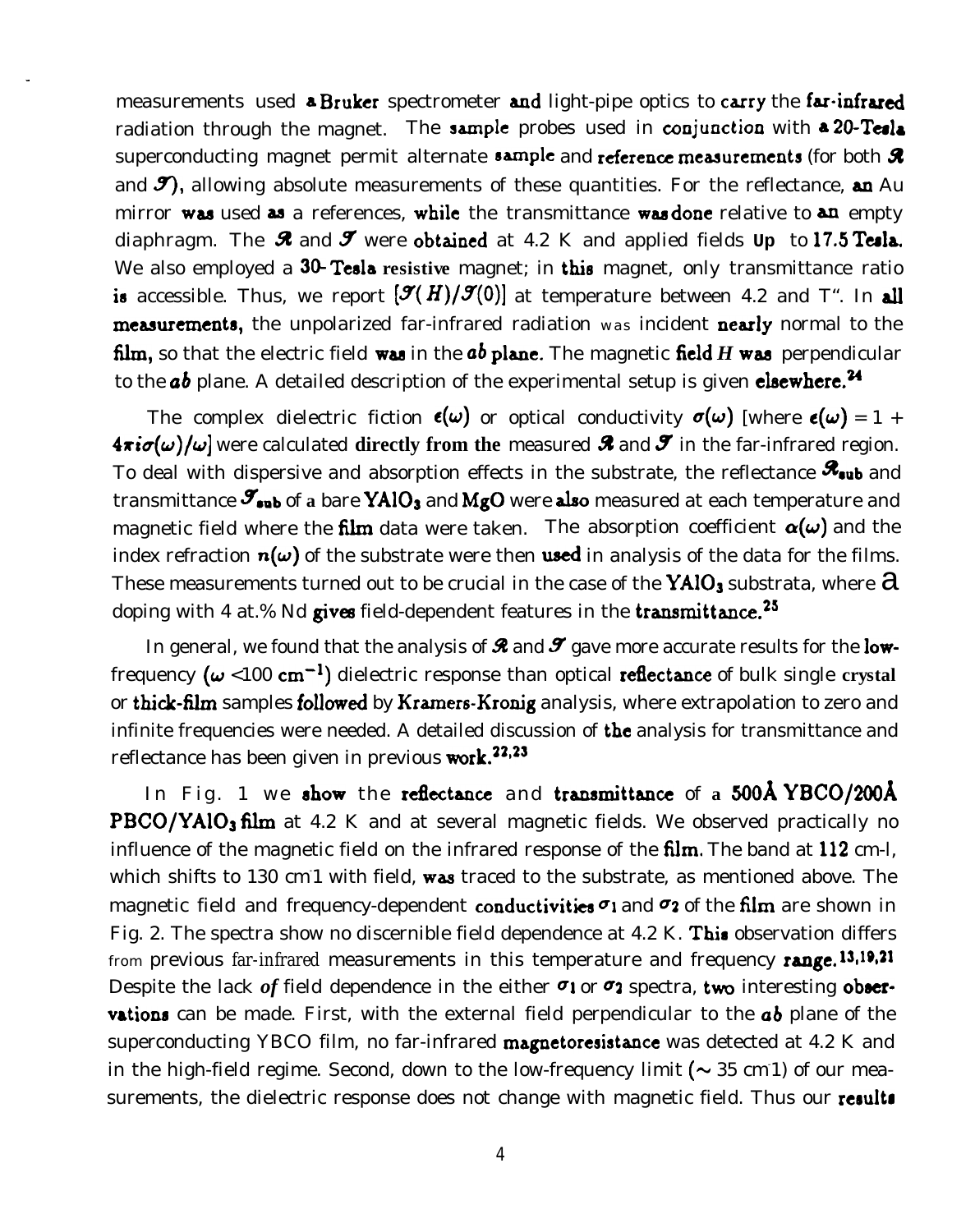measurements used a Bruker spectrometer and light-pipe optics to carry the far-infrared radiation through the magnet. The sample probes used in conjunction with a 20-Tesla superconducting magnet permit alternate sample and reference measurements (for both $\mathcal{R}$ and $\mathcal{T}$), allowing absolute measurements of these quantities. For the reflectance, an Au mirror was used as a references, while the transmittance was done relative to an empty diaphragm. The $\mathcal{R}$ and $\mathcal{T}$ were obtained at 4.2 K and applied fields up to 17.5 Tesla. We also employed a 30-Tesla resistive magnet; in this magnet, only transmittance ratio is accessible. Thus, we report $[\mathcal{T}(H)/\mathcal{T}(0)]$ at temperature between 4.2 and T". In all measurements, the unpolarized far-infrared radiation was incident nearly normal to the film, so that the electric field was in the *ab* plane. The magnetic field $H$ was perpendicular to the *ab* plane. A detailed description of the experimental setup is given elsewhere.[24]

The complex dielectric fiction $\epsilon(\omega)$ or optical conductivity $\sigma(\omega)$ [where $\epsilon(\omega) = 1 + 4\pi i\sigma(\omega)/\omega$] were calculated directly from the measured $\mathcal{R}$ and $\mathcal{T}$ in the far-infrared region. To deal with dispersive and absorption effects in the substrate, the reflectance $\mathcal{R}_{sub}$ and transmittance $\mathcal{T}_{sub}$ of a bare $YAlO_3$ and MgO were also measured at each temperature and magnetic field where the film data were taken. The absorption coefficient $\alpha(\omega)$ and the index refraction $n(\omega)$ of the substrate were then used in analysis of the data for the films. These measurements turned out to be crucial in the case of the $YAlO_3$ substrata, where a doping with 4 at.% Nd gives field-dependent features in the transmittance.[25]

In general, we found that the analysis of $\mathcal{R}$ and $\mathcal{T}$ gave more accurate results for the low-frequency ($\omega$ <100 $cm^{-1}$) dielectric response than optical reflectance of bulk single crystal or thick-film samples followed by Kramers-Kronig analysis, where extrapolation to zero and infinite frequencies were needed. A detailed discussion of the analysis for transmittance and reflectance has been given in previous work.[22,23]

In Fig. 1 we show the reflectance and transmittance of a 500Å YBCO/200Å PBCO/$YAlO_3$ film at 4.2 K and at several magnetic fields. We observed practically no influence of the magnetic field on the infrared response of the film. The band at 112 cm-l, which shifts to 130 $cm^{-1}$ with field, was traced to the substrate, as mentioned above. The magnetic field and frequency-dependent conductivities $\sigma_1$ and $\sigma_2$ of the film are shown in Fig. 2. The spectra show no discernible field dependence at 4.2 K. This observation differs from previous far-infrared measurements in this temperature and frequency range.[13,19,21] Despite the lack *of* field dependence in the either $\sigma_1$ or $\sigma_2$ spectra, two interesting observations can be made. First, with the external field perpendicular to the *ab* plane of the superconducting YBCO film, no far-infrared magnetoresistance was detected at 4.2 K and in the high-field regime. Second, down to the low-frequency limit ($\sim$ 35 $cm^{-1}$) of our measurements, the dielectric response does not change with magnetic field. Thus our results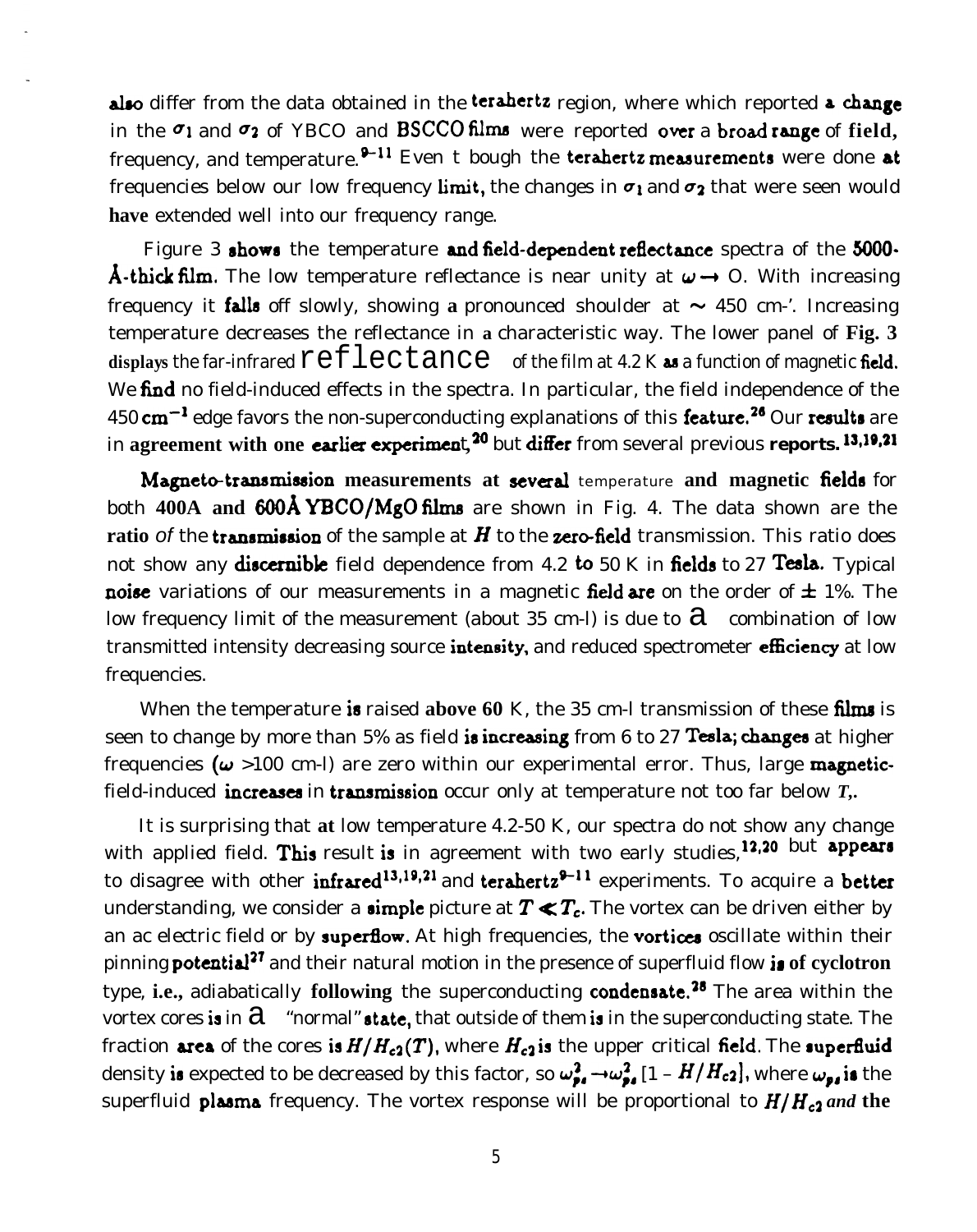also differ from the data obtained in the terahertz region, where which reported a change in the $\sigma_1$ and $\sigma_2$ of YBCO and BSCCO films were reported over a broad range of field, frequency, and temperature.[9–11] Even t bough the terahertz measurements were done at frequencies below our low frequency limit, the changes in $\sigma_1$ and $\sigma_2$ that were seen would have extended well into our frequency range.

Figure 3 shows the temperature and field-dependent reflectance spectra of the 5000-Å-thick film. The low temperature reflectance is near unity at $\omega \rightarrow 0$. With increasing frequency it falls off slowly, showing a pronounced shoulder at $\sim$ 450 cm-'. Increasing temperature decreases the reflectance in a characteristic way. The lower panel of Fig. 3 displays the far-infrared reflectance of the film at 4.2 K as a function of magnetic field. We find no field-induced effects in the spectra. In particular, the field independence of the 450 $cm^{-1}$ edge favors the non-superconducting explanations of this feature.[26] Our results are in agreement with one earlier experiment,[20] but differ from several previous reports.[13,19,21]

Magneto-transmission measurements at several temperature and magnetic fields for both 400A and 600Å YBCO/MgO films are shown in Fig. 4. The data shown are the ratio of the transmission of the sample at $H$ to the zero-field transmission. This ratio does not show any discernible field dependence from 4.2 to 50 K in fields to 27 Tesla. Typical noise variations of our measurements in a magnetic field are on the order of $\pm$ 1%. The low frequency limit of the measurement (about 35 cm-l) is due to a combination of low transmitted intensity decreasing source intensity, and reduced spectrometer efficiency at low frequencies.

When the temperature is raised above 60 K, the 35 cm-l transmission of these films is seen to change by more than 5% as field is increasing from 6 to 27 Tesla; changes at higher frequencies ($\omega$ >100 cm-l) are zero within our experimental error. Thus, large magnetic-field-induced increases in transmission occur only at temperature not too far below $T_c$.

It is surprising that at low temperature 4.2-50 K, our spectra do not show any change with applied field. This result is in agreement with two early studies,[12,20] but appears to disagree with other infrared[13,19,21] and terahertz[9–11] experiments. To acquire a better understanding, we consider a simple picture at $T \ll T_c$. The vortex can be driven either by an ac electric field or by superflow. At high frequencies, the vortices oscillate within their pinning potential[27] and their natural motion in the presence of superfluid flow is of cyclotron type, i.e., adiabatically following the superconducting condensate.[28] The area within the vortex cores is in a "normal" state, that outside of them is in the superconducting state. The fraction area of the cores is $H/H_{c2}(T)$, where $H_{c2}$ is the upper critical field. The superfluid density is expected to be decreased by this factor, so $\omega_{ps}^2 \rightarrow \omega_{ps}^2\,[1 - H/H_{c2}]$, where $\omega_{ps}$ is the superfluid plasma frequency. The vortex response will be proportional to $H/H_{c2}$ and the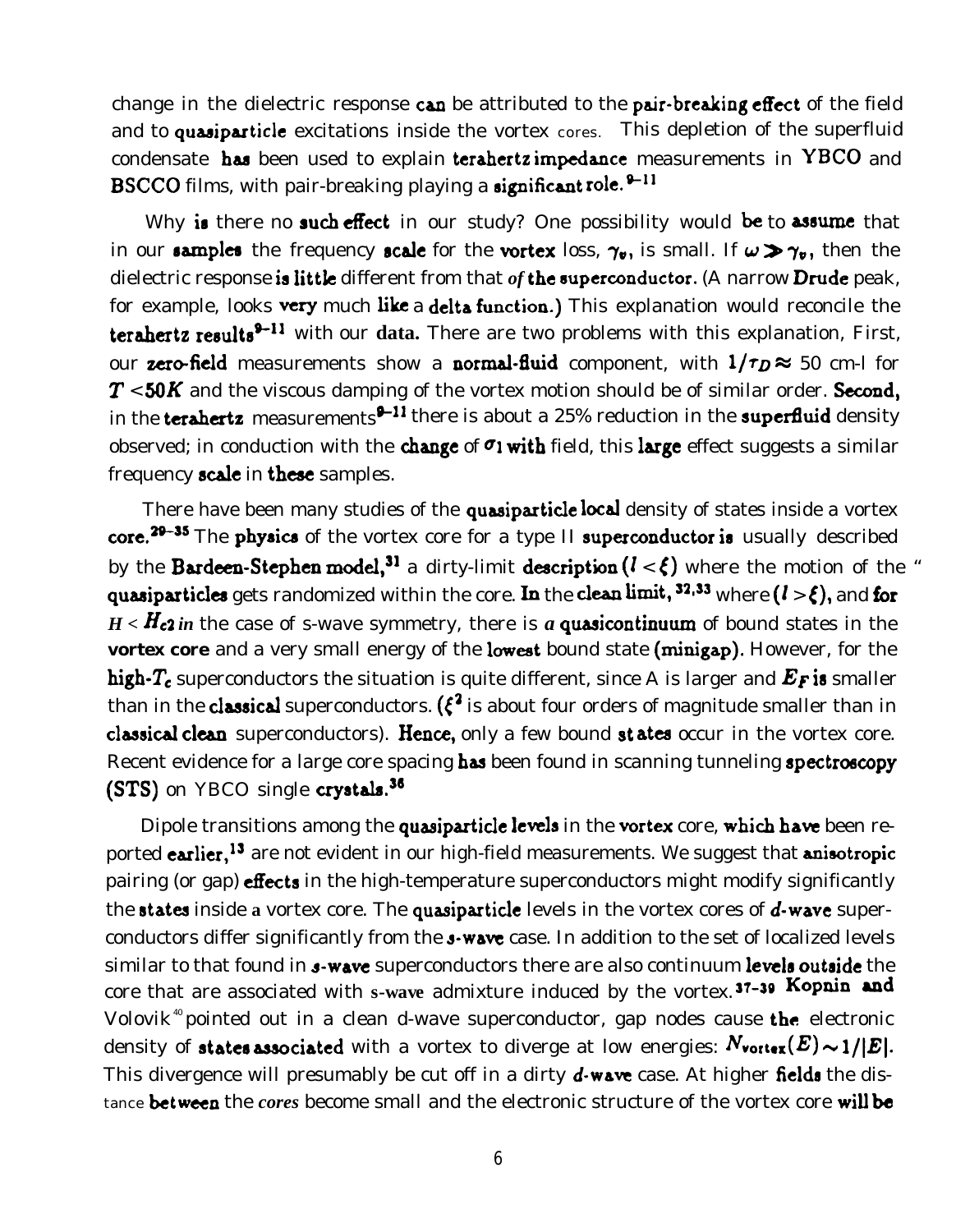change in the dielectric response can be attributed to the pair-breaking effect of the field and to quasiparticle excitations inside the vortex cores. This depletion of the superfluid condensate has been used to explain terahertz impedance measurements in YBCO and BSCCO films, with pair-breaking playing a significant role.[9-11]

Why is there no such effect in our study? One possibility would be to assume that in our samples the frequency scale for the vortex loss, $\gamma_v$, is small. If $\omega \gg \gamma_v$, then the dielectric response is little different from that of the superconductor. (A narrow Drude peak, for example, looks very much like a delta function.) This explanation would reconcile the terahertz results[9-11] with our data. There are two problems with this explanation, First, our zero-field measurements show a normal-fluid component, with $1/\tau_D \approx$ 50 cm-l for $T < 50K$ and the viscous damping of the vortex motion should be of similar order. Second, in the terahertz measurements[9-11] there is about a 25% reduction in the superfluid density observed; in conduction with the change of $\sigma_1$ with field, this large effect suggests a similar frequency scale in these samples.

There have been many studies of the quasiparticle local density of states inside a vortex core.[29-35] The physics of the vortex core for a type II superconductor is usually described by the Bardeen-Stephen model,[31] a dirty-limit description $(l < \xi)$ where the motion of the quasiparticles gets randomized within the core. In the clean limit,[32,33] where $(l > \xi)$, and for $H < H_{c2}$ in the case of s-wave symmetry, there is a quasicontinuum of bound states in the vortex core and a very small energy of the lowest bound state (minigap). However, for the high-$T_c$ superconductors the situation is quite different, since A is larger and $E_F$ is smaller than in the classical superconductors. ($\xi^2$ is about four orders of magnitude smaller than in classical clean superconductors). Hence, only a few bound states occur in the vortex core. Recent evidence for a large core spacing has been found in scanning tunneling spectroscopy (STS) on YBCO single crystals.[36]

Dipole transitions among the quasiparticle levels in the vortex core, which have been reported earlier,[13] are not evident in our high-field measurements. We suggest that anisotropic pairing (or gap) effects in the high-temperature superconductors might modify significantly the states inside a vortex core. The quasiparticle levels in the vortex cores of $d$-wave superconductors differ significantly from the $s$-wave case. In addition to the set of localized levels similar to that found in $s$-wave superconductors there are also continuum levels outside the core that are associated with s-wave admixture induced by the vortex.[37-39] Kopnin and Volovik[40] pointed out in a clean d-wave superconductor, gap nodes cause the electronic density of states associated with a vortex to diverge at low energies: $N_{vortex}(E) \sim 1/|E|$. This divergence will presumably be cut off in a dirty $d$-wave case. At higher fields the distance between the *cores* become small and the electronic structure of the vortex core will be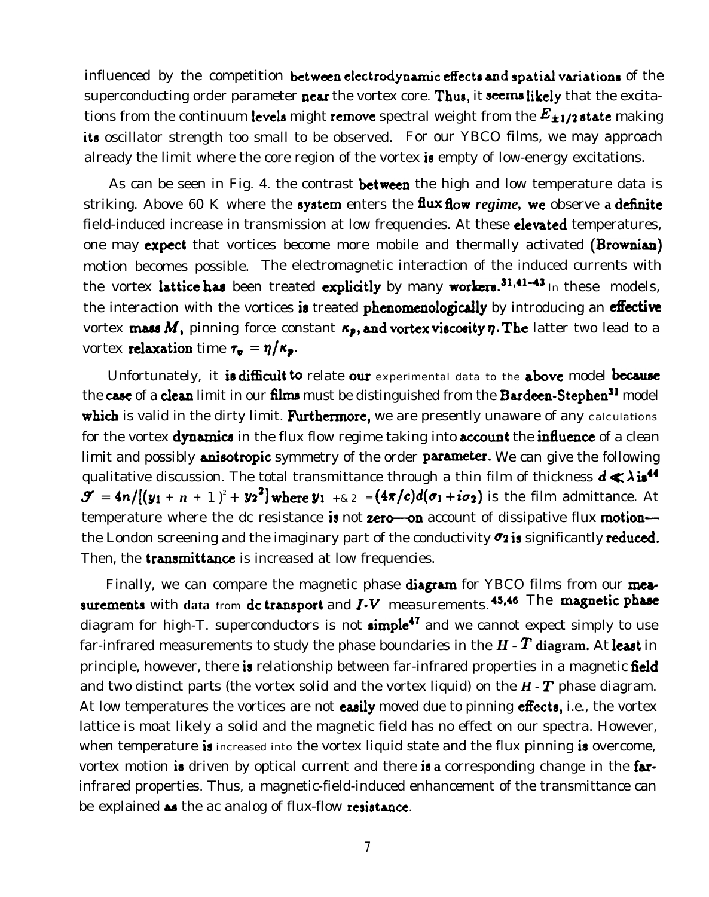influenced by the competition between electrodynamic effects and spatial variations of the superconducting order parameter near the vortex core. Thus, it seems likely that the excitations from the continuum levels might remove spectral weight from the $E_{\pm 1/2}$ state making its oscillator strength too small to be observed. For our YBCO films, we may approach already the limit where the core region of the vortex is empty of low-energy excitations.

As can be seen in Fig. 4. the contrast between the high and low temperature data is striking. Above 60 K where the system enters the flux flow *regime*, we observe a definite field-induced increase in transmission at low frequencies. At these elevated temperatures, one may expect that vortices become more mobile and thermally activated (Brownian) motion becomes possible. The electromagnetic interaction of the induced currents with the vortex lattice has been treated explicitly by many workers.[31,41–43] In these models, the interaction with the vortices is treated phenomenologically by introducing an effective vortex mass $M$, pinning force constant $\kappa_p$, and vortex viscosity $\eta$. The latter two lead to a vortex relaxation time $\tau_v = \eta/\kappa_p$.

Unfortunately, it is difficult to relate our experimental data to the above model because the case of a clean limit in our films must be distinguished from the Bardeen-Stephen[31] model which is valid in the dirty limit. Furthermore, we are presently unaware of any calculations for the vortex dynamics in the flux flow regime taking into account the influence of a clean limit and possibly anisotropic symmetry of the order parameter. We can give the following qualitative discussion. The total transmittance through a thin film of thickness $d \ll \lambda$ is[44] $\mathcal{T} = 4n/[(y_1 + n + 1)^2 + y_2^2]$ where $y_1 + iy_2 = (4\pi/c)d(\sigma_1 + i\sigma_2)$ is the film admittance. At temperature where the dc resistance is not zero—on account of dissipative flux motion—the London screening and the imaginary part of the conductivity $\sigma_2$ is significantly reduced. Then, the transmittance is increased at low frequencies.

Finally, we can compare the magnetic phase diagram for YBCO films from our measurements with data from dc transport and $I$-$V$ measurements.[45,46] The magnetic phase diagram for high-T. superconductors is not simple[47] and we cannot expect simply to use far-infrared measurements to study the phase boundaries in the $H$ - $T$ diagram. At least in principle, however, there is relationship between far-infrared properties in a magnetic field and two distinct parts (the vortex solid and the vortex liquid) on the $H$ - $T$ phase diagram. At low temperatures the vortices are not easily moved due to pinning effects, i.e., the vortex lattice is moat likely a solid and the magnetic field has no effect on our spectra. However, when temperature is increased into the vortex liquid state and the flux pinning is overcome, vortex motion is driven by optical current and there is a corresponding change in the far-infrared properties. Thus, a magnetic-field-induced enhancement of the transmittance can be explained as the ac analog of flux-flow resistance.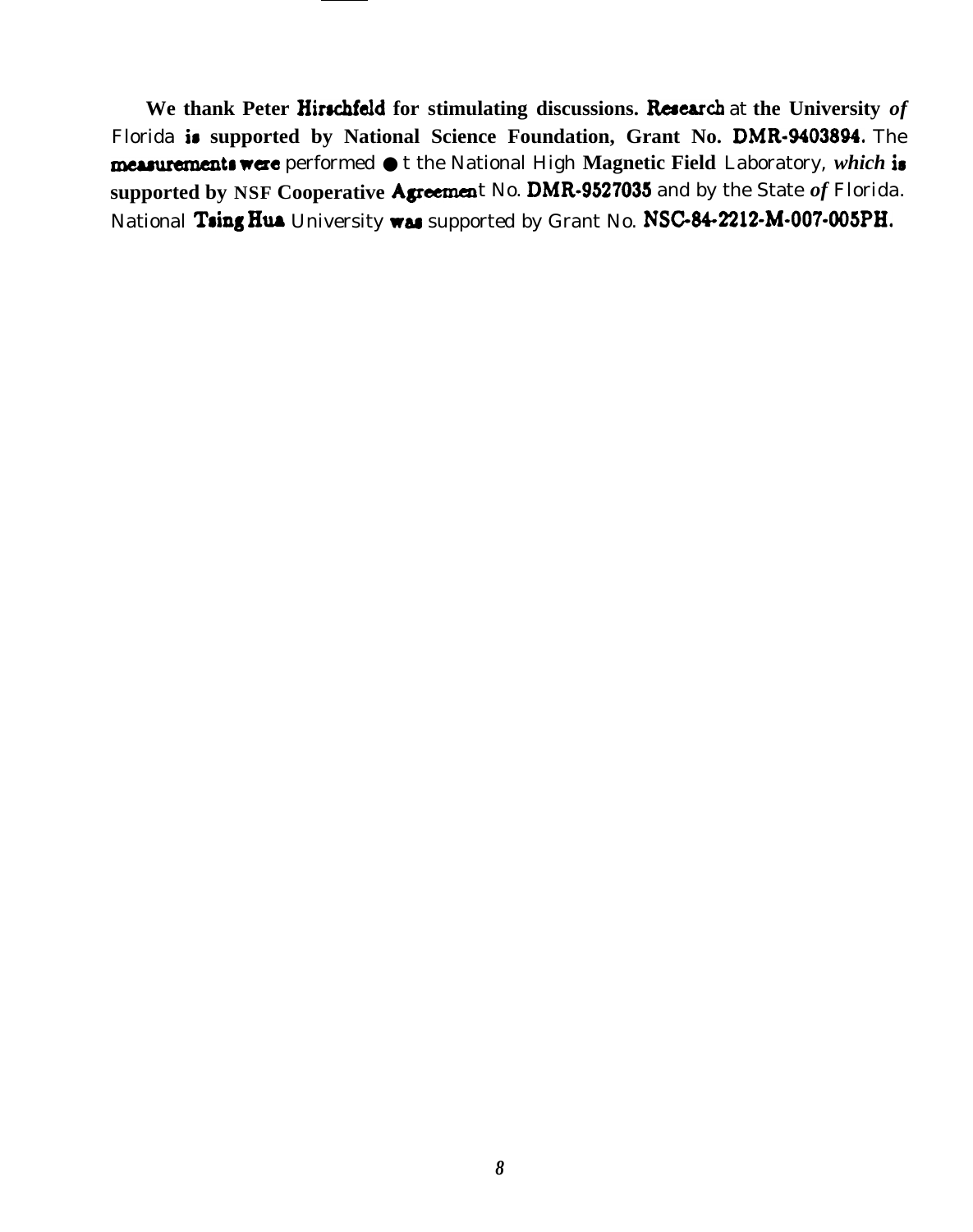We thank Peter Hirschfeld for stimulating discussions. Research at the University of Florida is supported by National Science Foundation, Grant No. DMR-9403894. The measurements were performed at the National High Magnetic Field Laboratory, which is supported by NSF Cooperative Agreement No. DMR-9527035 and by the State of Florida. National Tsing Hua University was supported by Grant No. NSC-84-2212-M-007-005PH.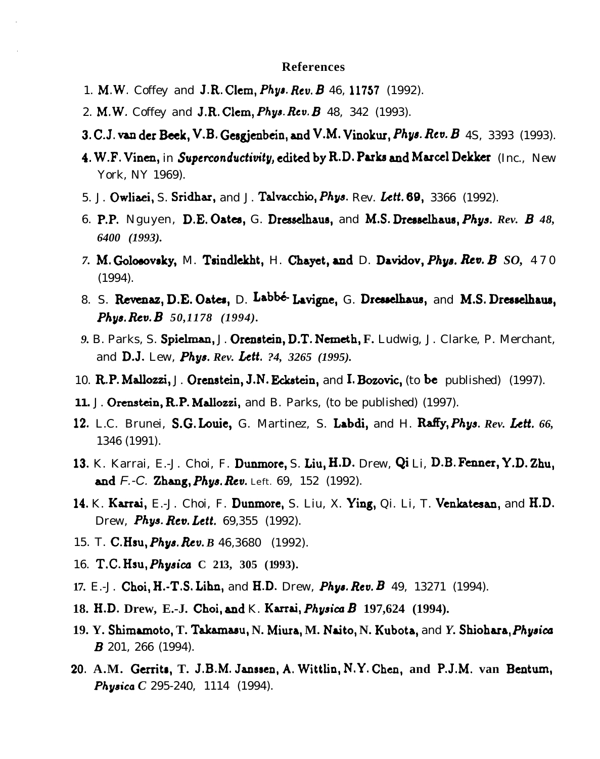## References

1. M.W. Coffey and J.R. Clem, *Phys. Rev. B* 46, 11757 (1992).
2. M.W. Coffey and J.R. Clem, *Phys. Rev. B* 48, 342 (1993).
3. C.J. van der Beek, V.B. Gesgjenbein, and V.M. Vinokur, *Phys. Rev. B* 4S, 3393 (1993).
4. W.F. Vinen, in *Superconductivity,* edited by R.D. Parks and Marcel Dekker (Inc., New York, NY 1969).
5. J. Owliaei, S. Sridhar, and J. Talvacchio, *Phys. Rev. Lett.* 69, 3366 (1992).
6. P.P. Nguyen, D.E. Oates, G. Dresselhaus, and M.S. Dresselhaus, *Phys. Rev. B* 48, 6400 (1993).
7. M. Golosovsky, M. Tsindlekht, H. Chayet, and D. Davidov, *Phys. Rev. B* SO, 470 (1994).
8. S. Revenaz, D.E. Oates, D. Labbé-Lavigne, G. Dresselhaus, and M.S. Dresselhaus, *Phys. Rev. B* 50,1178 (1994).
9. B. Parks, S. Spielman, J. Orenstein, D.T. Nemeth, F. Ludwig, J. Clarke, P. Merchant, and D.J. Lew, *Phys. Rev. Lett.* ?4, 3265 (1995).
10. R.P. Mallozzi, J. Orenstein, J.N. Eckstein, and I. Bozovic, (to be published) (1997).
11. J. Orenstein, R.P. Mallozzi, and B. Parks, (to be published) (1997).
12. L.C. Brunei, S.G. Louie, G. Martinez, S. Labdi, and H. Raffy, *Phys. Rev. Lett.* 66, 1346 (1991).
13. K. Karrai, E.-J. Choi, F. Dunmore, S. Liu, H.D. Drew, Qi Li, D.B. Fenner, Y.D. Zhu, and F.-C. Zhang, *Phys. Rev. Left.* 69, 152 (1992).
14. K. Karrai, E.-J. Choi, F. Dunmore, S. Liu, X. Ying, Qi. Li, T. Venkatesan, and H.D. Drew, *Phys. Rev. Lett.* 69,355 (1992).
15. T. C.Hsu, *Phys. Rev. B* 46,3680 (1992).
16. T.C. Hsu, *Physica* C 213, 305 (1993).
17. E.-J. Choi, H.-T.S. Lihn, and H.D. Drew, *Phys. Rev. B* 49, 13271 (1994).
18. H.D. Drew, E.-J. Choi, and K. Karrai, *Physica B* 197,624 (1994).
19. Y. Shimamoto, T. Takamasu, N. Miura, M. Naito, N. Kubota, and Y. Shiohara, *Physica B* 201, 266 (1994).
20. A.M. Gerrits, T. J.B.M. Janssen, A. Wittlin, N.Y. Chen, and P.J.M. van Bentum, *Physica C* 295-240, 1114 (1994).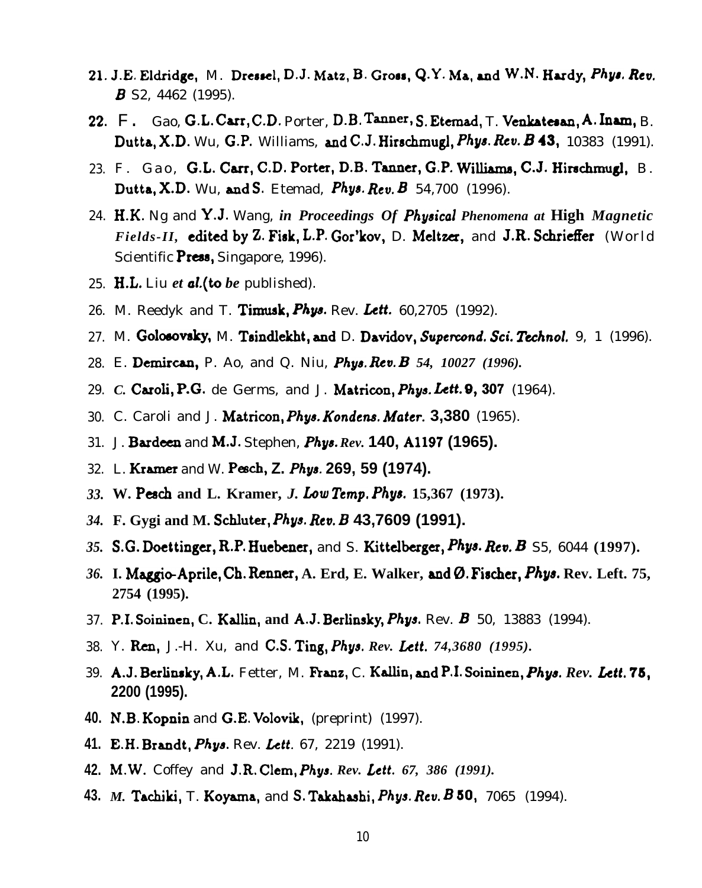21. J.E. Eldridge, M. Dressel, D.J. Matz, B. Gross, Q.Y. Ma, and W.N. Hardy, *Phys. Rev. B* S2, 4462 (1995).
22. F. Gao, G.L. Carr, C.D. Porter, D.B. Tanner, S. Etemad, T. Venkatesan, A. Inam, B. Dutta, X.D. Wu, G.P. Williams, and C.J. Hirschmugl, *Phys. Rev. B* 43, 10383 (1991).
23. F. Gao, G.L. Carr, C.D. Porter, D.B. Tanner, G.P. Williams, C.J. Hirschmugl, B. Dutta, X.D. Wu, and S. Etemad, *Phys. Rev. B* 54,700 (1996).
24. H.K. Ng and Y.J. Wang, *in Proceedings Of Physical Phenomena at High Magnetic Fields-II*, edited by Z. Fisk, L.P. Gor'kov, D. Meltzer, and J.R. Schrieffer (World Scientific Press, Singapore, 1996).
25. H.L. Liu *et al.*(*to be* published).
26. M. Reedyk and T. Timusk, *Phys.* Rev. *Lett.* 60,2705 (1992).
27. M. Golosovsky, M. Tsindlekht, and D. Davidov, *Supercond. Sci. Technol.* 9, 1 (1996).
28. E. Demircan, P. Ao, and Q. Niu, *Phys. Rev. B 54, 10027 (1996).*
29. *C.* Caroli, P.G. de Germs, and J. Matricon, *Phys. Lett.* 9, 307 (1964).
30. C. Caroli and J. Matricon, *Phys. Kondens. Mater.* 3,380 (1965).
31. J. Bardeen and M.J. Stephen, *Phys. Rev.* 140, A1197 (1965).
32. L. Kramer and W. Pesch, *Z. Phys.* 269, 59 (1974).
33. W. Pesch and L. Kramer, *J. Low Temp. Phys.* 15,367 (1973).
34. F. Gygi and M. Schluter, *Phys. Rev. B* 43,7609 (1991).
35. S.G. Doettinger, R.P. Huebener, and S. Kittelberger, *Phys. Rev. B* S5, 6044 (1997).
36. I. Maggio-Aprile, Ch. Renner, A. Erd, E. Walker, and Ø. Fischer, *Phys.* Rev. Left. 75, 2754 (1995).
37. P.I. Soininen, C. Kallin, and A.J. Berlinsky, *Phys.* Rev. *B* 50, 13883 (1994).
38. Y. Ren, J.-H. Xu, and C.S. Ting, *Phys. Rev. Lett. 74,3680 (1995).*
39. A.J. Berlinsky, A.L. Fetter, M. Franz, C. Kallin, and P.I. Soininen, *Phys. Rev. Lett.* 75, 2200 (1995).
40. N.B. Kopnin and G.E. Volovik, (preprint) (1997).
41. E.H. Brandt, *Phys.* Rev. *Lett.* 67, 2219 (1991).
42. M.W. Coffey and J.R. Clem, *Phys. Rev. Lett. 67, 386 (1991).*
43. *M.* Tachiki, T. Koyama, and S. Takahashi, *Phys. Rev. B* 50, 7065 (1994).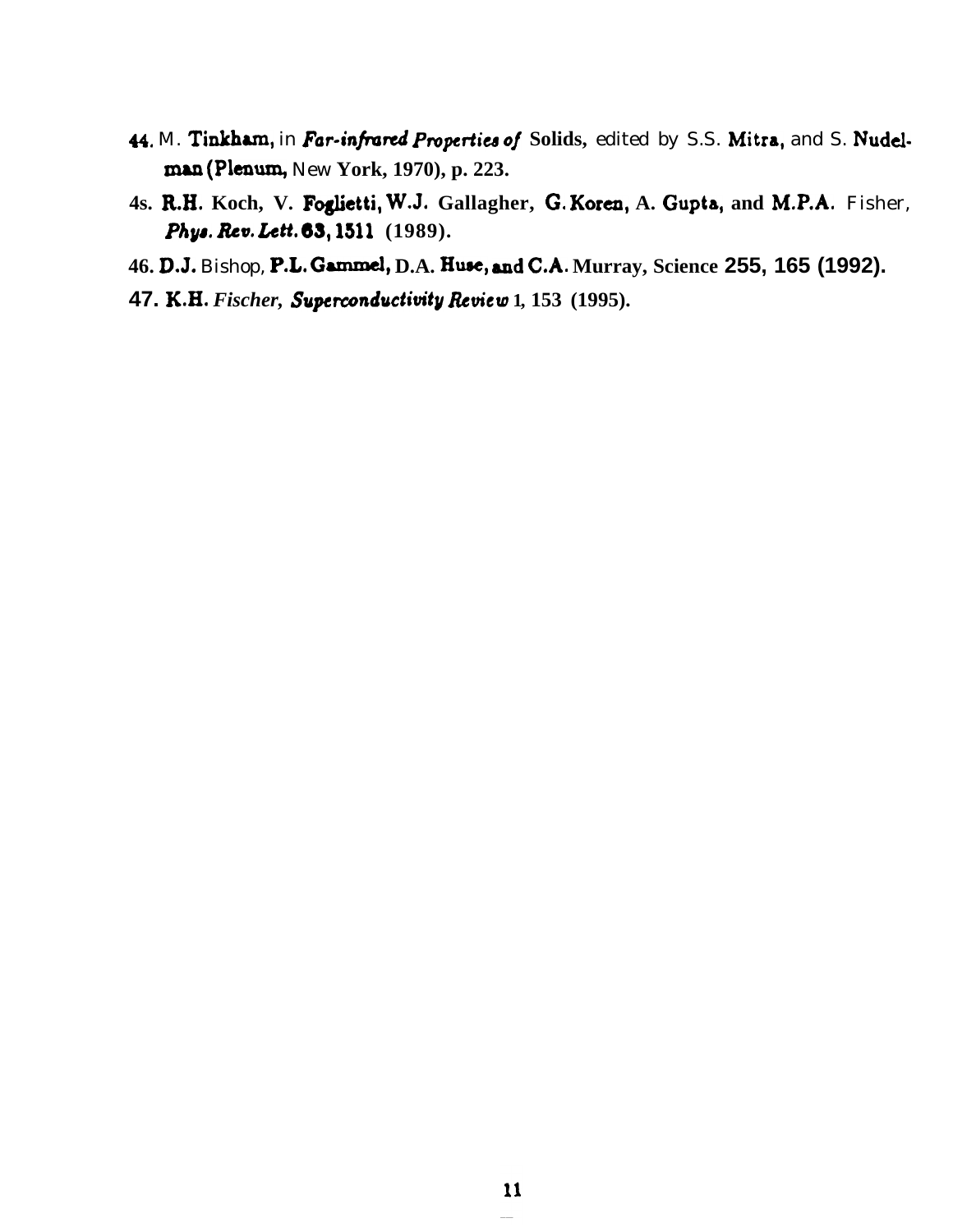44. M. Tinkham, in *Far-infrared Properties of* Solids, edited by S.S. Mitra, and S. Nudelman (Plenum, New York, 1970), p. 223.

4s. R.H. Koch, V. Foglietti, W.J. Gallagher, G. Koren, A. Gupta, and M.P.A. Fisher, *Phys. Rev. Lett.* **63**, 1511 (1989).

46. D.J. Bishop, P.L. Gammel, D.A. Huse, and C.A. Murray, Science **255**, 165 (1992).

47. K.H. Fischer, *Superconductivity Review* **1**, 153 (1995).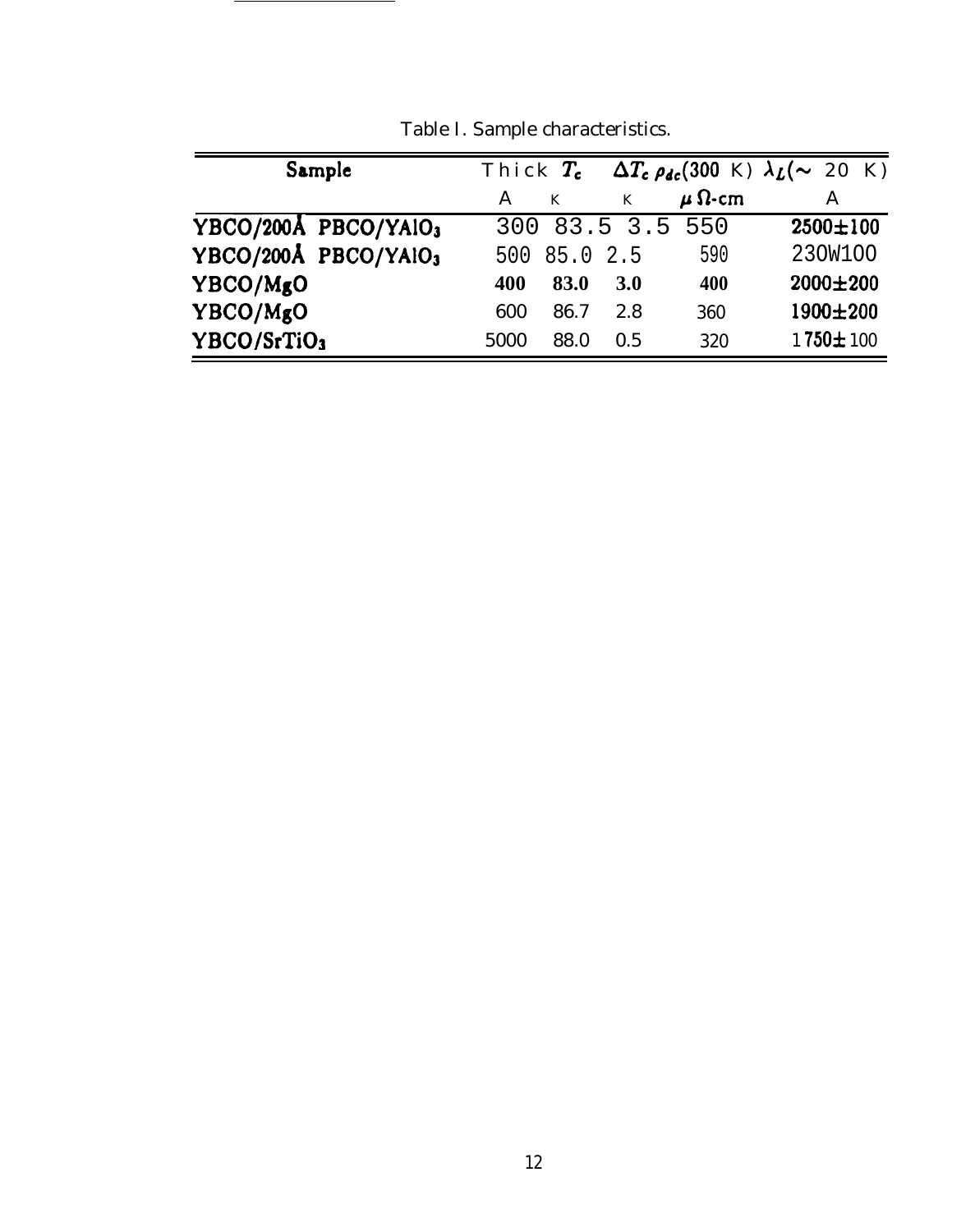Table I. Sample characteristics.

| Sample | Thick | $T_c$ | $\Delta T_c$ | $\rho_{dc}$(300 K) | $\lambda_L$($\sim$ 20 K) |
|---|---|---|---|---|---|
| | A | K | K | $\mu\Omega$-cm | A |
| YBCO/200Å PBCO/$YAlO_3$ | 300 | 83.5 | 3.5 | 550 | 2500±100 |
| YBCO/200Å PBCO/$YAlO_3$ | 500 | 85.0 | 2.5 | 590 | 230W100 |
| YBCO/MgO | 400 | 83.0 | 3.0 | 400 | 2000±200 |
| YBCO/MgO | 600 | 86.7 | 2.8 | 360 | 1900±200 |
| YBCO/$SrTiO_3$ | 5000 | 88.0 | 0.5 | 320 | 1750±100 |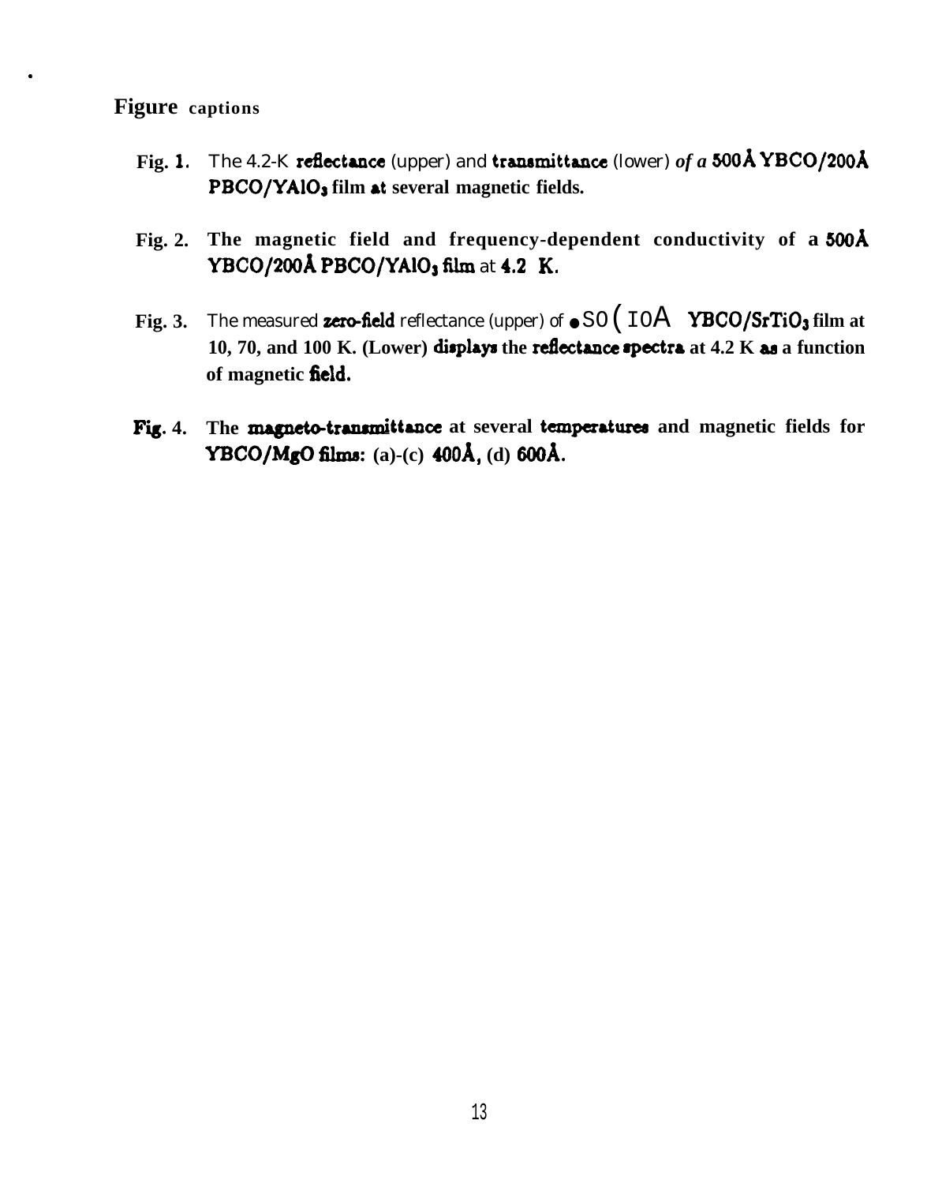# Figure captions

**Fig. 1.** The 4.2-K reflectance (upper) and transmittance (lower) of a 500Å YBCO/200Å PBCO/$YAlO_3$ film at several magnetic fields.

**Fig. 2.** The magnetic field and frequency-dependent conductivity of a 500Å YBCO/200Å PBCO/$YAlO_3$ film at 4.2 K.

**Fig. 3.** The measured zero-field reflectance (upper) of • SO ( IOA YBCO/$SrTiO_3$ film at 10, 70, and 100 K. (Lower) displays the reflectance spectra at 4.2 K as a function of magnetic field.

**Fig. 4.** The magneto-transmittance at several temperatures and magnetic fields for YBCO/MgO films: (a)-(c) 400Å, (d) 600Å.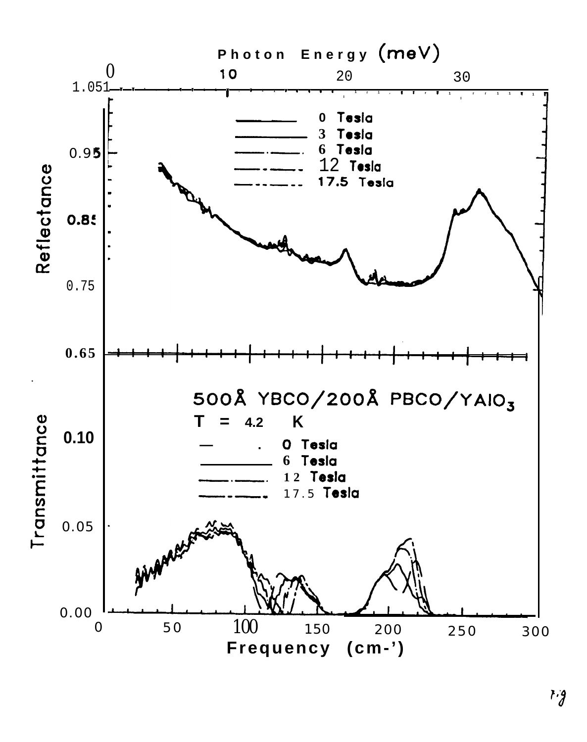Photon Energy (meV)

0 10 20 30

1.051

0.95

0.85

0.75

0.65

Reflectance

0 Tesla
3 Tesla
6 Tesla
12 Tesla
17.5 Tesla

500Å YBCO/200Å PBCO/$YAlO_3$

T = 4.2 K

0 Tesla
6 Tesla
12 Tesla
17.5 Tesla

Transmittance

0.10

0.05

0.00

0 50 100 150 200 250 300

Frequency (cm-')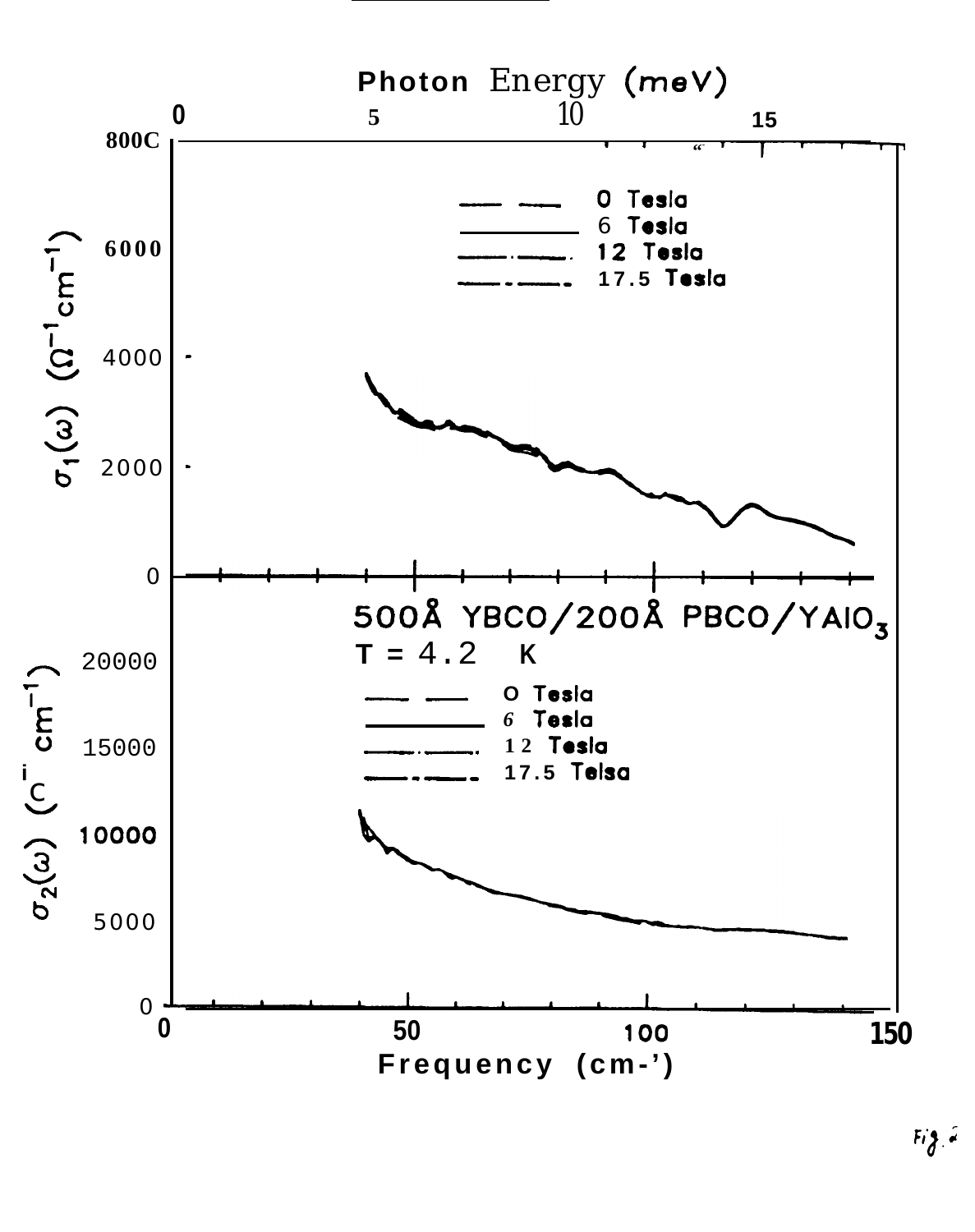Photon Energy (meV)

0 5 10 15

800C

6000

4000

2000

0

$\sigma_1(\omega)$ $(\Omega^{-1}cm^{-1})$

0 Tesla
6 Tesla
12 Tesla
17.5 Tesla

500Å YBCO/200Å PBCO/$YAlO_3$
T = 4.2 K

20000

15000

10000

5000

0

$\sigma_2(\omega)$ $(\Omega^{-1} cm^{-1})$

0 Tesla
6 Tesla
12 Tesla
17.5 Telsa

0 50 100 150

Frequency ($cm^{-1}$)

Fig. 2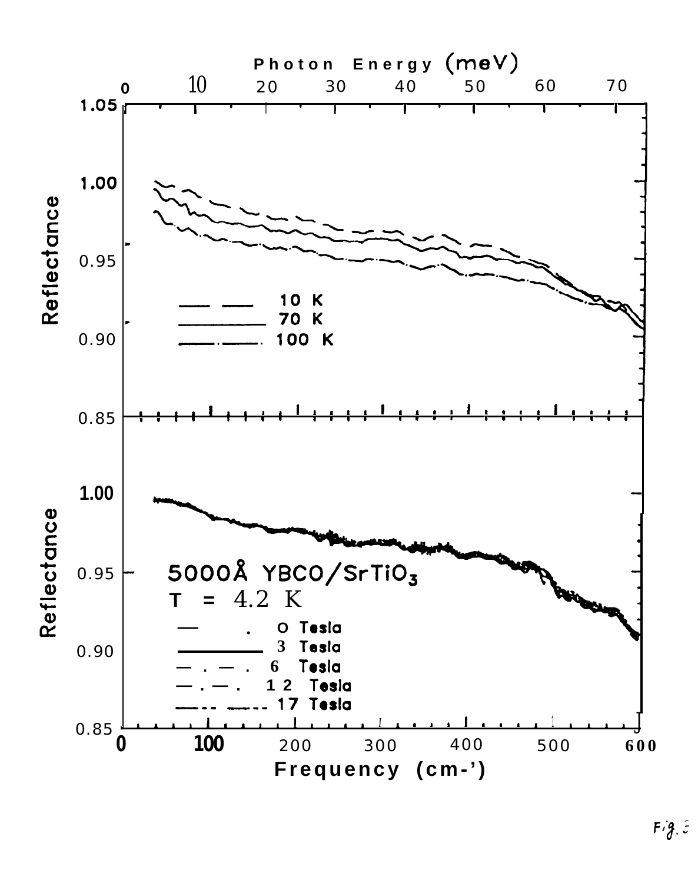Fig. 3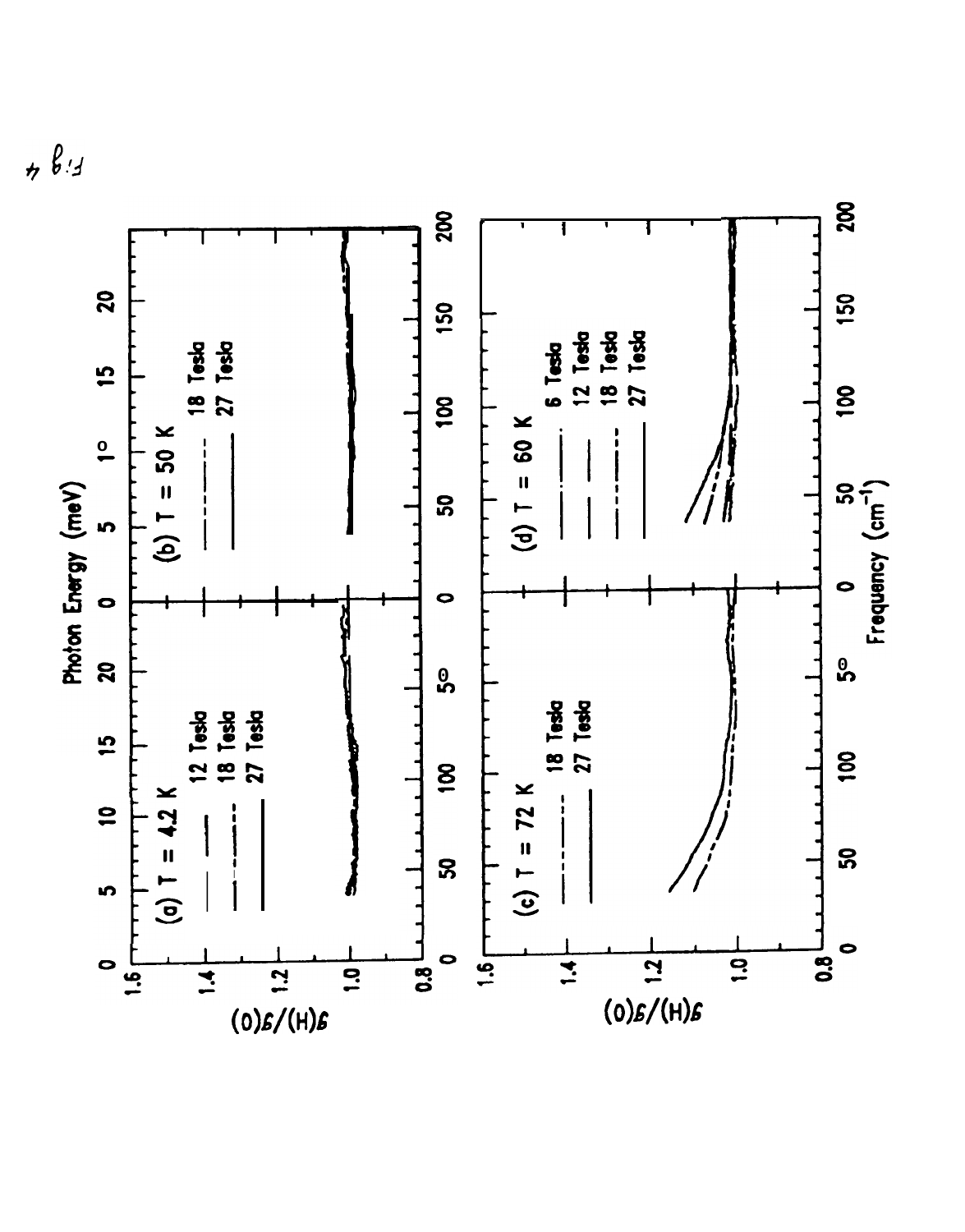Fig 4

Photon Energy (meV)

0
5
10
15
20

(a) T = 4.2 K
12 Tesla
18 Tesla
27 Tesla

(b) T = 50 K
18 Tesla
27 Tesla

(c) T = 72 K
18 Tesla
27 Tesla

(d) T = 60 K
6 Tesla
12 Tesla
18 Tesla
27 Tesla

$g(H)/g(0)$

0.8
1.0
1.2
1.4
1.6

Frequency (cm$^{-1}$)

0
50
100
150
200